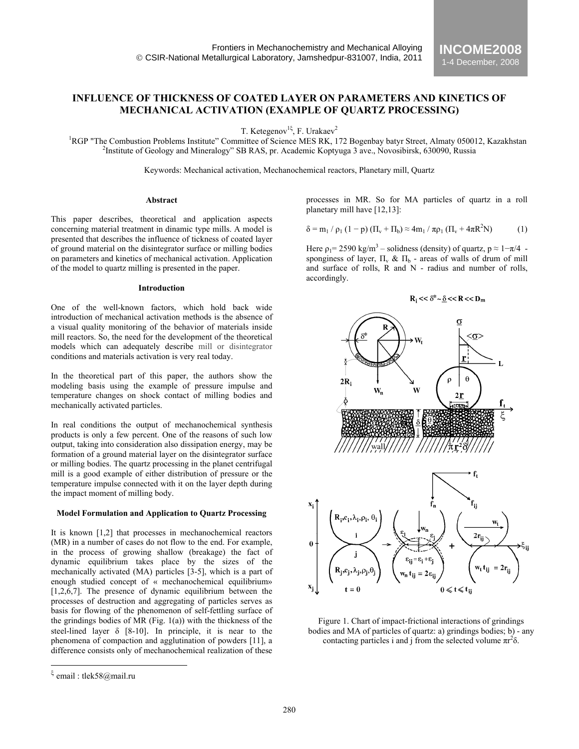# INFLUENCE OF THICKNESS OF COATED LAYER ON PARAMETERS AND KINETICS OF MECHANICAL ACTIVATION (EXAMPLE OF QUARTZ PROCESSING)

T. Ketegenov[1ξ], F. Urakaev[2]

[1]RGP "The Combustion Problems Institute" Committee of Science MES RK, 172 Bogenbay batyr Street, Almaty 050012, Kazakhstan
[2]Institute of Geology and Mineralogy" SB RAS, pr. Academic Koptyuga 3 ave., Novosibirsk, 630090, Russia

Keywords: Mechanical activation, Mechanochemical reactors, Planetary mill, Quartz

### Abstract

This paper describes, theoretical and application aspects concerning material treatment in dinamic type mills. A model is presented that describes the influence of tickness of coated layer of ground material on the disintegrator surface or milling bodies on parameters and kinetics of mechanical activation. Application of the model to quartz milling is presented in the paper.

### Introduction

One of the well-known factors, which hold back wide introduction of mechanical activation methods is the absence of a visual quality monitoring of the behavior of materials inside mill reactors. So, the need for the development of the theoretical models which can adequately describe mill or disintegrator conditions and materials activation is very real today.

In the theoretical part of this paper, the authors show the modeling basis using the example of pressure impulse and temperature changes on shock contact of milling bodies and mechanically activated particles.

In real conditions the output of mechanochemical synthesis products is only a few percent. One of the reasons of such low output, taking into consideration also dissipation energy, may be formation of a ground material layer on the disintegrator surface or milling bodies. The quartz processing in the planet centrifugal mill is a good example of either distribution of pressure or the temperature impulse connected with it on the layer depth during the impact moment of milling body.

### Model Formulation and Application to Quartz Processing

It is known [1,2] that processes in mechanochemical reactors (MR) in a number of cases do not flow to the end. For example, in the process of growing shallow (breakage) the fact of dynamic equilibrium takes place by the sizes of the mechanically activated (MA) particles [3-5], which is a part of enough studied concept of « mechanochemical equilibrium» [1,2,6,7]. The presence of dynamic equilibrium between the processes of destruction and aggregating of particles serves as basis for flowing of the phenomenon of self-fettling surface of the grindings bodies of MR (Fig. 1(a)) with the thickness of the steel-lined layer δ [8-10]. In principle, it is near to the phenomena of compaction and agglutination of powders [11], a difference consists only of mechanochemical realization of these processes in MR. So for MA particles of quartz in a roll planetary mill have [12,13]:

$$\delta = m_1 / \rho_1 (1 - p) (\Pi_v + \Pi_b) \approx 4m_1 / \pi\rho_1 (\Pi_v + 4\pi R^2 N) \qquad (1)$$

Here $\rho_1 = 2590$ kg/m$^3$ – solidness (density) of quartz, $p \approx 1 - \pi/4$ - sponginess of layer, $\Pi_v$ & $\Pi_b$ - areas of walls of drum of mill and surface of rolls, R and N - radius and number of rolls, accordingly.

$$R_i << \delta^* \sim \underline{\delta} << R << D_m$$

Figure 1. Chart of impact-frictional interactions of grindings bodies and MA of particles of quartz: a) grindings bodies; b) - any contacting particles i and j from the selected volume $\pi r^2 \delta$.

---

ξ email : tlek58@mail.ru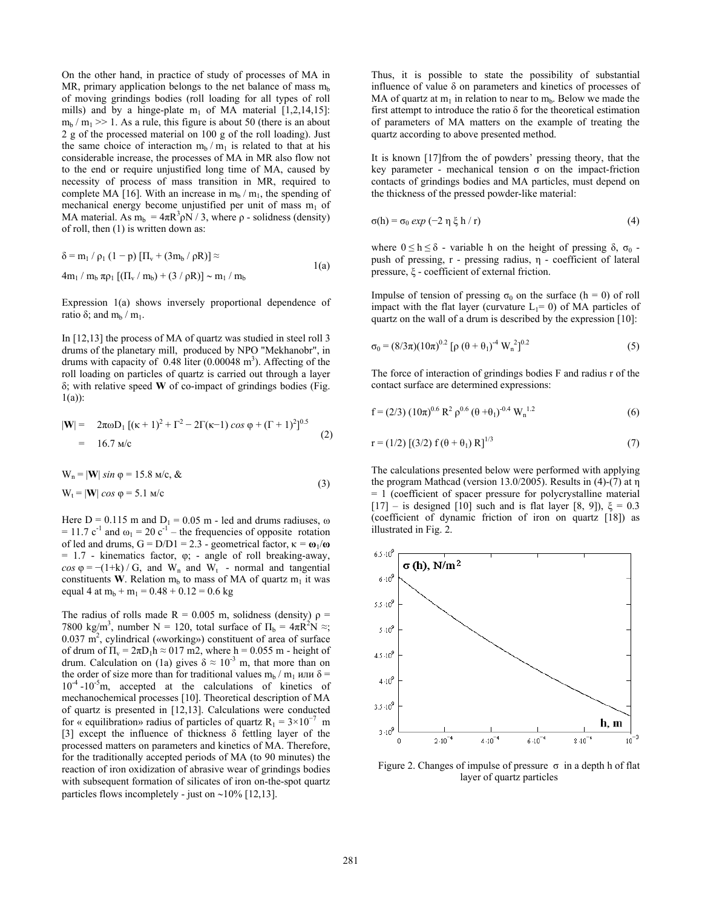On the other hand, in practice of study of processes of MA in MR, primary application belongs to the net balance of mass $m_b$ of moving grindings bodies (roll loading for all types of roll mills) and by a hinge-plate $m_1$ of MA material [1,2,14,15]: $m_b / m_1 >> 1$. As a rule, this figure is about 50 (there is an about 2 g of the processed material on 100 g of the roll loading). Just the same choice of interaction $m_b / m_1$ is related to that at his considerable increase, the processes of MA in MR also flow not to the end or require unjustified long time of MA, caused by necessity of process of mass transition in MR, required to complete MA [16]. With an increase in $m_b / m_1$, the spending of mechanical energy become unjustified per unit of mass $m_1$ of MA material. As $m_b = 4\pi R^3 \rho N / 3$, where ρ - solidness (density) of roll, then (1) is written down as:

$$\delta = m_1 / \rho_1 (1 - p) [\Pi_v + (3m_b / \rho R)] \approx$$
$$4m_1 / m_b \pi \rho_1 [(\Pi_v / m_b) + (3 / \rho R)] \sim m_1 / m_b \qquad 1(a)$$

Expression 1(a) shows inversely proportional dependence of ratio δ; and $m_b / m_1$.

In [12,13] the process of MA of quartz was studied in steel roll 3 drums of the planetary mill, produced by NPO "Mekhanobr", in drums with capacity of 0.48 liter (0.00048 $m^3$). Affecting of the roll loading on particles of quartz is carried out through a layer δ; with relative speed **W** of co-impact of grindings bodies (Fig. 1(a)):

$$|\mathbf{W}| = 2\pi\omega D_1 [(\kappa + 1)^2 + \Gamma^2 - 2\Gamma(\kappa - 1) \cos\varphi + (\Gamma + 1)^2]^{0.5} = 16.7 \text{ м/с} \qquad (2)$$

$$W_n = |\mathbf{W}| \sin\varphi = 15.8 \text{ м/с}, \; \& \; W_t = |\mathbf{W}| \cos\varphi = 5.1 \text{ м/с} \qquad (3)$$

Here D = 0.115 m and $D_1$ = 0.05 m - led and drums radiuses, $\omega = 11.7\ c^{-1}$ and $\omega_1 = 20\ c^{-1}$ – the frequencies of opposite rotation of led and drums, G = D/D1 = 2.3 - geometrical factor, $\kappa = \omega_1/\omega = 1.7$ - kinematics factor, φ; - angle of roll breaking-away, $\cos\varphi = -(1+k) / G$, and $W_n$ and $W_t$ - normal and tangential constituents **W**. Relation $m_b$ to mass of MA of quartz $m_1$ it was equal 4 at $m_b + m_1 = 0.48 + 0.12 = 0.6$ kg

The radius of rolls made R = 0.005 m, solidness (density) ρ = 7800 kg/$m^3$, number N = 120, total surface of $\Pi_b = 4\pi R^2 N \approx$; 0.037 $m^2$, cylindrical («working») constituent of area of surface of drum of $\Pi_v = 2\pi D_1 h \approx 017$ m2, where h = 0.055 m - height of drum. Calculation on (1a) gives $\delta \approx 10^{-3}$ m, that more than on the order of size more than for traditional values $m_b / m_1$ или $\delta = 10^{-4}$ -$10^{-5}$m, accepted at the calculations of kinetics of mechanochemical processes [10]. Theoretical description of MA of quartz is presented in [12,13]. Calculations were conducted for « equilibration» radius of particles of quartz $R_1 = 3\times10^{-7}$ m [3] except the influence of thickness δ fettling layer of the processed matters on parameters and kinetics of MA. Therefore, for the traditionally accepted periods of MA (to 90 minutes) the reaction of iron oxidization of abrasive wear of grindings bodies with subsequent formation of silicates of iron on-the-spot quartz particles flows incompletely - just on ~10% [12,13].

Thus, it is possible to state the possibility of substantial influence of value δ on parameters and kinetics of processes of MA of quartz at $m_1$ in relation to near to $m_b$. Below we made the first attempt to introduce the ratio δ for the theoretical estimation of parameters of MA matters on the example of treating the quartz according to above presented method.

It is known [17]from the of powders' pressing theory, that the key parameter - mechanical tension σ on the impact-friction contacts of grindings bodies and MA particles, must depend on the thickness of the pressed powder-like material:

$$\sigma(h) = \sigma_0 \exp(-2\, \eta\, \xi\, h / r) \qquad (4)$$

where $0 \le h \le \delta$ - variable h on the height of pressing δ, $\sigma_0$ - push of pressing, r - pressing radius, η - coefficient of lateral pressure, ξ - coefficient of external friction.

Impulse of tension of pressing $\sigma_0$ on the surface (h = 0) of roll impact with the flat layer (curvature $L_1$= 0) of MA particles of quartz on the wall of a drum is described by the expression [10]:

$$\sigma_0 = (8/3\pi)(10\pi)^{0.2} [\rho (\theta + \theta_1)^{-4} W_n^2]^{0.2} \qquad (5)$$

The force of interaction of grindings bodies F and radius r of the contact surface are determined expressions:

$$f = (2/3)(10\pi)^{0.6} R^2 \rho^{0.6} (\theta + \theta_1)^{-0.4} W_n^{1.2} \qquad (6)$$

$$r = (1/2) [(3/2) f (\theta + \theta_1) R]^{1/3} \qquad (7)$$

The calculations presented below were performed with applying the program Mathcad (version 13.0/2005). Results in (4)-(7) at η = 1 (coefficient of spacer pressure for polycrystalline material [17] – is designed [10] such and is flat layer [8, 9]), ξ = 0.3 (coefficient of dynamic friction of iron on quartz [18]) as illustrated in Fig. 2.

Figure 2. Changes of impulse of pressure σ in a depth h of flat layer of quartz particles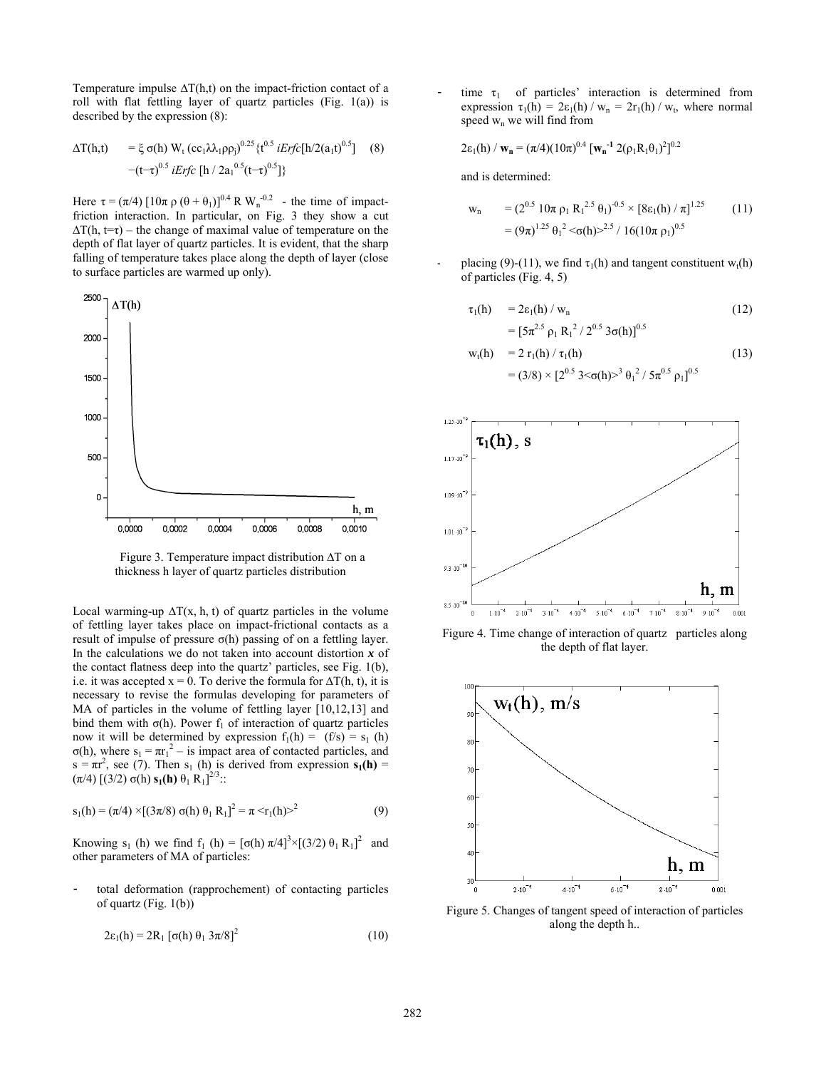Temperature impulse $\Delta T(h,t)$ on the impact-friction contact of a roll with flat fettling layer of quartz particles (Fig. 1(a)) is described by the expression (8):

$$\Delta T(h,t) = \xi\, \sigma(h)\, W_t\, (cc_1\lambda\lambda_1\rho\rho_j)^{0.25}\{t^{0.5}\, iErfc[h/2(a_1 t)^{0.5}] - (t-\tau)^{0.5}\, iErfc\,[h / 2a_1^{0.5}(t-\tau)^{0.5}]\} \quad (8)$$

Here $\tau = (\pi/4)\,[10\pi\, \rho\, (\theta + \theta_1)]^{0.4}\, R\, W_n^{-0.2}$ - the time of impact-friction interaction. In particular, on Fig. 3 they show a cut $\Delta T(h, t{=}\tau)$ – the change of maximal value of temperature on the depth of flat layer of quartz particles. It is evident, that the sharp falling of temperature takes place along the depth of layer (close to surface particles are warmed up only).

Figure 3. Temperature impact distribution $\Delta T$ on a thickness h layer of quartz particles distribution

Local warming-up $\Delta T(x, h, t)$ of quartz particles in the volume of fettling layer takes place on impact-frictional contacts as a result of impulse of pressure $\sigma(h)$ passing of on a fettling layer. In the calculations we do not taken into account distortion ***x*** of the contact flatness deep into the quartz' particles, see Fig. 1(b), i.e. it was accepted x = 0. To derive the formula for $\Delta T(h, t)$, it is necessary to revise the formulas developing for parameters of MA of particles in the volume of fettling layer [10,12,13] and bind them with $\sigma(h)$. Power $f_1$ of interaction of quartz particles now it will be determined by expression $f_1(h) = (f/s) = s_1(h)\, \sigma(h)$, where $s_1 = \pi r_1^2$ – is impact area of contacted particles, and $s = \pi r^2$, see (7). Then $s_1(h)$ is derived from expression $\mathbf{s_1(h)} = (\pi/4)\, [(3/2)\, \sigma(h)\, \mathbf{s_1(h)}\, \theta_1\, R_1]^{2/3}$::

$$s_1(h) = (\pi/4) \times [(3\pi/8)\, \sigma(h)\, \theta_1\, R_1]^2 = \pi < r_1(h)>^2 \quad (9)$$

Knowing $s_1(h)$ we find $f_1(h) = [\sigma(h)\, \pi/4]^3 \times [(3/2)\, \theta_1\, R_1]^2$ and other parameters of MA of particles:

- total deformation (rapprochement) of contacting particles of quartz (Fig. 1(b))

$$2\varepsilon_1(h) = 2R_1\, [\sigma(h)\, \theta_1\, 3\pi/8]^2 \quad (10)$$

- time $\tau_1$ of particles' interaction is determined from expression $\tau_1(h) = 2\varepsilon_1(h) / w_n = 2r_1(h) / w_t$, where normal speed $w_n$ we will find from

$$2\varepsilon_1(h) / \mathbf{w_n} = (\pi/4)(10\pi)^{0.4}\, [\mathbf{w_n^{-1}}\, 2(\rho_1 R_1 \theta_1)^2]^{0.2}$$

and is determined:

$$w_n = (2^{0.5}\, 10\pi\, \rho_1\, R_1^{2.5}\, \theta_1)^{-0.5} \times [8\varepsilon_1(h) / \pi]^{1.25} = (9\pi)^{1.25}\, \theta_1^2 <\sigma(h)>^{2.5} / 16(10\pi\, \rho_1)^{0.5} \quad (11)$$

- placing (9)-(11), we find $\tau_1(h)$ and tangent constituent $w_t(h)$ of particles (Fig. 4, 5)

$$\tau_1(h) = 2\varepsilon_1(h) / w_n = [5\pi^{2.5}\, \rho_1\, R_1^2 / 2^{0.5}\, 3\sigma(h)]^{0.5} \quad (12)$$

$$w_t(h) = 2\, r_1(h) / \tau_1(h) = (3/8) \times [2^{0.5}\, 3<\sigma(h)>^3\, \theta_1^2 / 5\pi^{0.5}\, \rho_1]^{0.5} \quad (13)$$

Figure 4. Time change of interaction of quartz particles along the depth of flat layer.

Figure 5. Changes of tangent speed of interaction of particles along the depth h..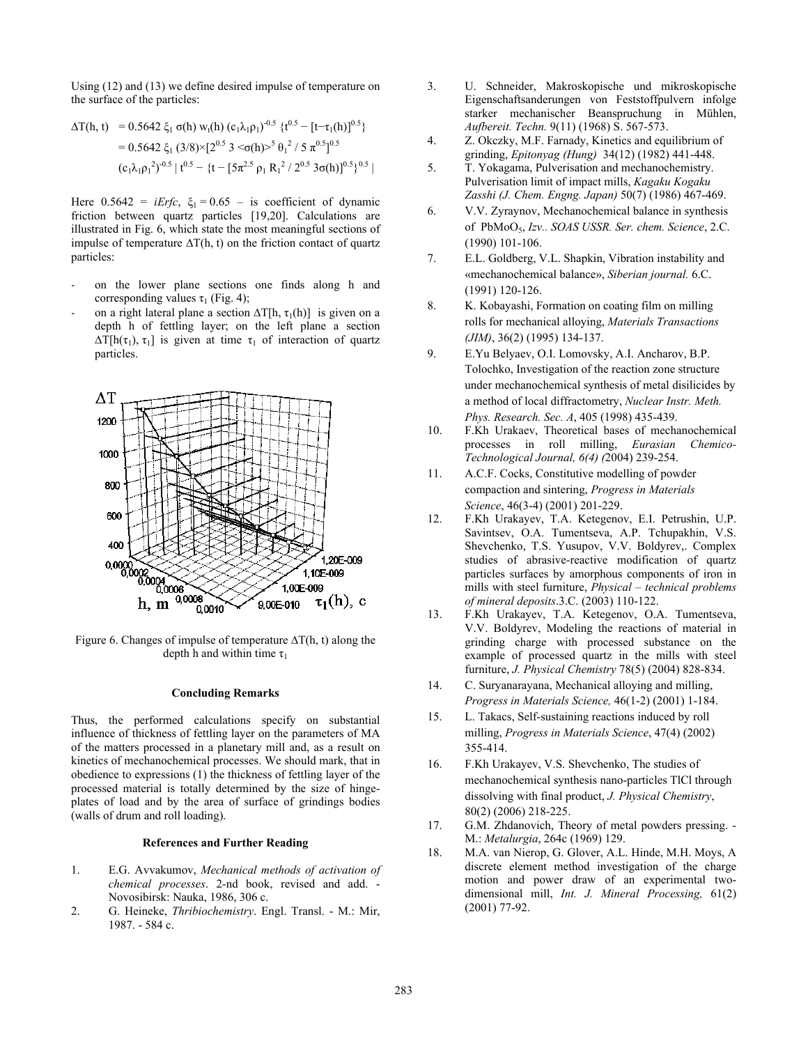Using (12) and (13) we define desired impulse of temperature on the surface of the particles:

$$\Delta T(h, t) = 0.5642\ \xi_1\ \sigma(h)\ w_t(h)\ (c_1\lambda_1\rho_1)^{-0.5}\ \{t^{0.5} - [t-\tau_1(h)]^{0.5}\}$$

$$= 0.5642\ \xi_1\ (3/8)\times[2^{0.5}\ 3 <\sigma(h)>^5\ \theta_1^{\ 2} / 5\ \pi^{0.5}]^{0.5}$$

$$(c_1\lambda_1\rho_1^{\ 2})^{-0.5}\ |\ t^{0.5} - \{t - [5\pi^{2.5}\ \rho_1\ R_1^{\ 2} / 2^{0.5}\ 3\sigma(h)]^{0.5}\}^{0.5}\ |$$

Here $0.5642 = iErfc$, $\xi_1 = 0.65$ – is coefficient of dynamic friction between quartz particles [19,20]. Calculations are illustrated in Fig. 6, which state the most meaningful sections of impulse of temperature $\Delta T(h, t)$ on the friction contact of quartz particles:

- on the lower plane sections one finds along h and corresponding values $\tau_1$ (Fig. 4);
- on a right lateral plane a section $\Delta T[h, \tau_1(h)]$ is given on a depth h of fettling layer; on the left plane a section $\Delta T[h(\tau_1), \tau_1]$ is given at time $\tau_1$ of interaction of quartz particles.

Figure 6. Changes of impulse of temperature $\Delta T(h, t)$ along the depth h and within time $\tau_1$

#### Concluding Remarks

Thus, the performed calculations specify on substantial influence of thickness of fettling layer on the parameters of MA of the matters processed in a planetary mill and, as a result on kinetics of mechanochemical processes. We should mark, that in obedience to expressions (1) the thickness of fettling layer of the processed material is totally determined by the size of hinge-plates of load and by the area of surface of grindings bodies (walls of drum and roll loading).

#### References and Further Reading

1. E.G. Avvakumov, *Mechanical methods of activation of chemical processes*. 2-nd book, revised and add. - Novosibirsk: Nauka, 1986, 306 c.
2. G. Heineke, *Thribiochemistry*. Engl. Transl. - M.: Mir, 1987. - 584 c.
3. U. Schneider, Makroskopische und mikroskopische Eigenschaftsanderungen von Feststoffpulvern infolge starker mechanischer Beanspruchung in Mühlen, *Aufbereit. Techn.* 9(11) (1968) S. 567-573.
4. Z. Okczky, M.F. Farnady, Kinetics and equilibrium of grinding, *Epitonyag (Hung)* 34(12) (1982) 441-448.
5. T. Yokagama, Pulverisation and mechanochemistry. Pulverisation limit of impact mills, *Kagaku Kogaku Zasshi (J. Chem. Engng. Japan)* 50(7) (1986) 467-469.
6. V.V. Zyraynov, Mechanochemical balance in synthesis of $PbMoO_5$, *Izv.. SOAS USSR. Ser. chem. Science*, 2.C. (1990) 101-106.
7. E.L. Goldberg, V.L. Shapkin, Vibration instability and «mechanochemical balance», *Siberian journal.* 6.C. (1991) 120-126.
8. K. Kobayashi, Formation on coating film on milling rolls for mechanical alloying, *Materials Transactions (JIM)*, 36(2) (1995) 134-137.
9. E.Yu Belyaev, O.I. Lomovsky, A.I. Ancharov, B.P. Tolochko, Investigation of the reaction zone structure under mechanochemical synthesis of metal disilicides by a method of local diffractometry, *Nuclear Instr. Meth. Phys. Research. Sec. A*, 405 (1998) 435-439.
10. F.Kh Urakaev, Theoretical bases of mechanochemical processes in roll milling, *Eurasian Chemico-Technological Journal, 6(4) (*2004) 239-254.
11. A.C.F. Cocks, Constitutive modelling of powder compaction and sintering, *Progress in Materials Science*, 46(3-4) (2001) 201-229.
12. F.Kh Urakayev, T.A. Ketegenov, E.I. Petrushin, U.P. Savintsev, O.A. Tumentseva, A.P. Tchupakhin, V.S. Shevchenko, T.S. Yusupov, V.V. Boldyrev,. Complex studies of abrasive-reactive modification of quartz particles surfaces by amorphous components of iron in mills with steel furniture, *Physical – technical problems of mineral deposits*.3.C. (2003) 110-122.
13. F.Kh Urakayev, T.A. Ketegenov, O.A. Tumentseva, V.V. Boldyrev, Modeling the reactions of material in grinding charge with processed substance on the example of processed quartz in the mills with steel furniture, *J. Physical Chemistry* 78(5) (2004) 828-834.
14. C. Suryanarayana, Mechanical alloying and milling, *Progress in Materials Science,* 46(1-2) (2001) 1-184.
15. L. Takacs, Self-sustaining reactions induced by roll milling, *Progress in Materials Science*, 47(4) (2002) 355-414.
16. F.Kh Urakayev, V.S. Shevchenko, The studies of mechanochemical synthesis nano-particles TlCl through dissolving with final product, *J. Physical Chemistry*, 80(2) (2006) 218-225.
17. G.M. Zhdanovich, Theory of metal powders pressing. - M.: *Metalurgia*, 264c (1969) 129.
18. M.A. van Nierop, G. Glover, A.L. Hinde, M.H. Moys, A discrete element method investigation of the charge motion and power draw of an experimental two-dimensional mill, *Int. J. Mineral Processing,* 61(2) (2001) 77-92.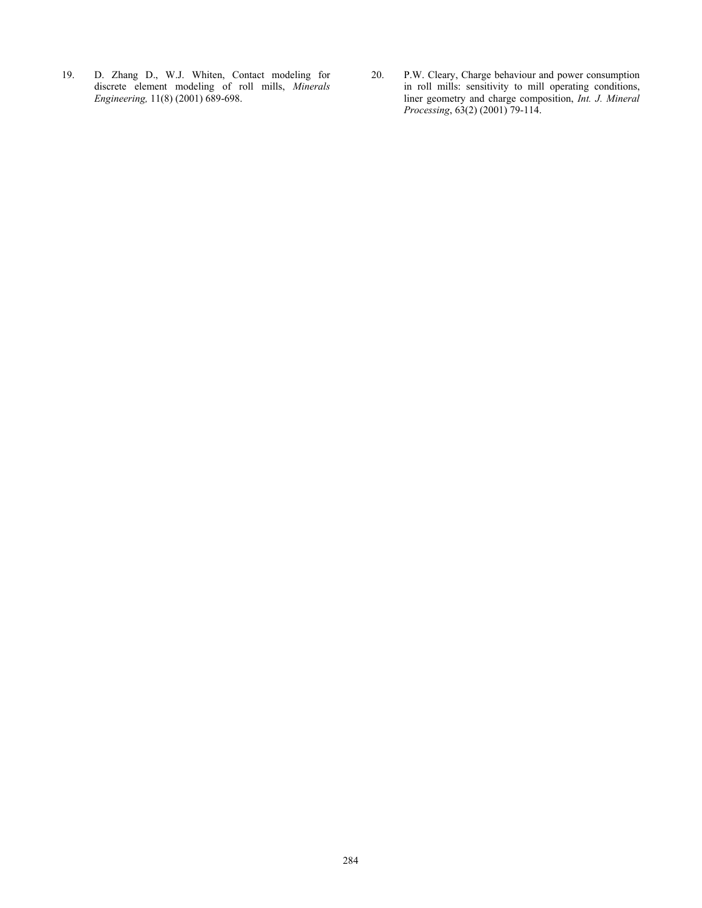19. D. Zhang D., W.J. Whiten, Contact modeling for discrete element modeling of roll mills, *Minerals Engineering,* 11(8) (2001) 689-698.

20. P.W. Cleary, Charge behaviour and power consumption in roll mills: sensitivity to mill operating conditions, liner geometry and charge composition, *Int. J. Mineral Processing*, 63(2) (2001) 79-114.